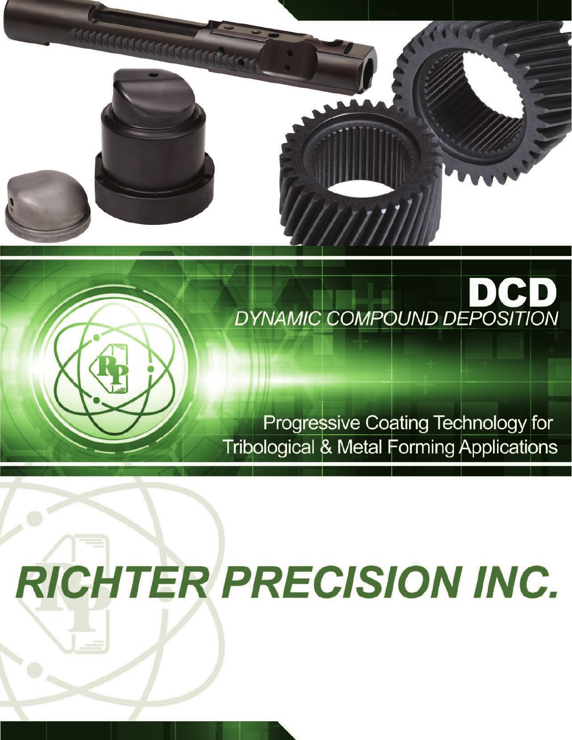# DCD

*DYNAMIC COMPOUND DEPOSITION*

Progressive Coating Technology for Tribological & Metal Forming Applications

# *RICHTER PRECISION INC.*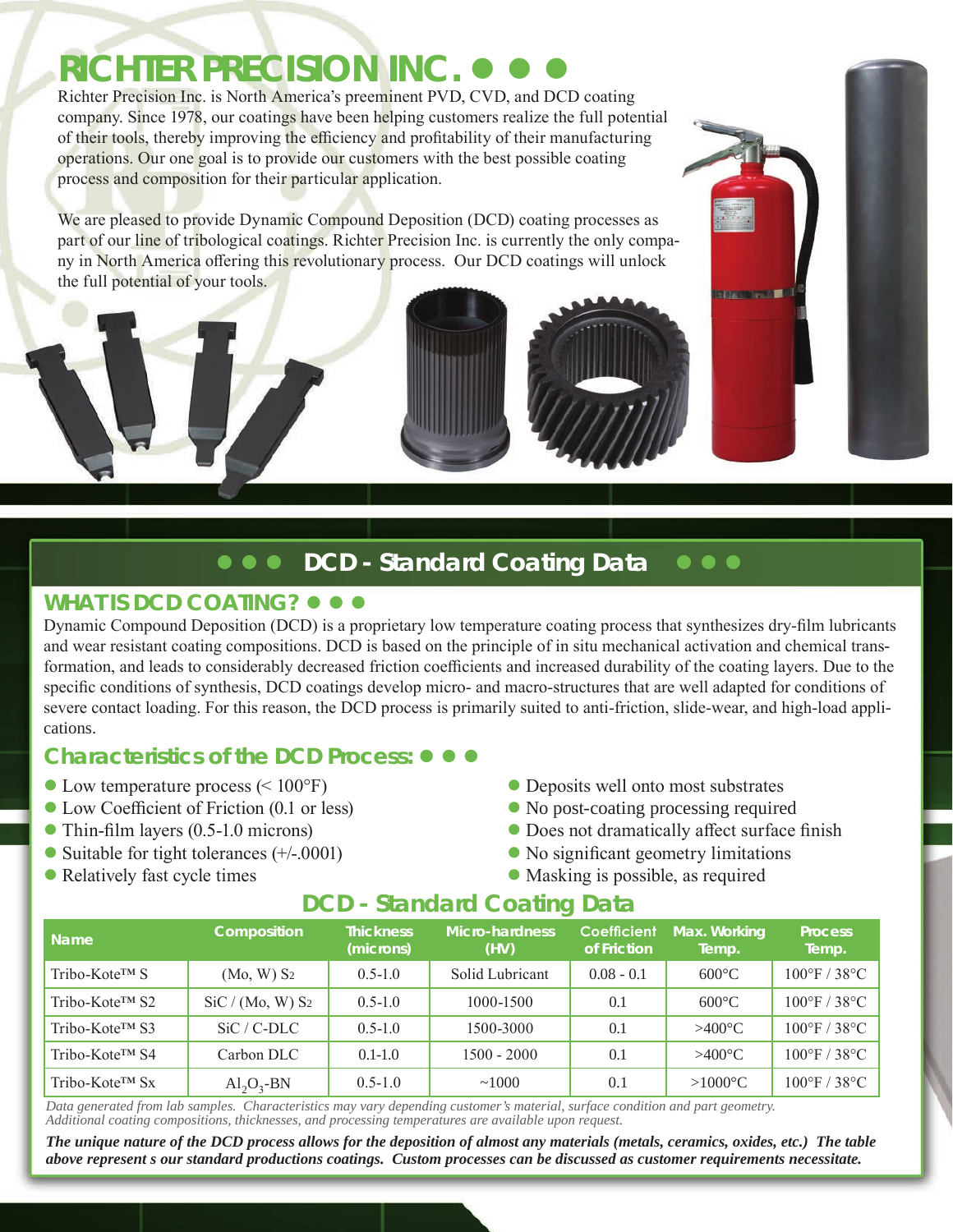# RICHTER PRECISION INC.

Richter Precision Inc. is North America's preeminent PVD, CVD, and DCD coating company. Since 1978, our coatings have been helping customers realize the full potential of their tools, thereby improving the efficiency and profitability of their manufacturing operations. Our one goal is to provide our customers with the best possible coating process and composition for their particular application.

We are pleased to provide Dynamic Compound Deposition (DCD) coating processes as part of our line of tribological coatings. Richter Precision Inc. is currently the only company in North America offering this revolutionary process. Our DCD coatings will unlock the full potential of your tools.

## DCD - Standard Coating Data

### WHAT IS DCD COATING?

Dynamic Compound Deposition (DCD) is a proprietary low temperature coating process that synthesizes dry-film lubricants and wear resistant coating compositions. DCD is based on the principle of in situ mechanical activation and chemical transformation, and leads to considerably decreased friction coefficients and increased durability of the coating layers. Due to the specific conditions of synthesis, DCD coatings develop micro- and macro-structures that are well adapted for conditions of severe contact loading. For this reason, the DCD process is primarily suited to anti-friction, slide-wear, and high-load applications.

### Characteristics of the DCD Process:

- Low temperature process (< 100°F)
- Low Coefficient of Friction (0.1 or less)
- Thin-film layers (0.5-1.0 microns)
- Suitable for tight tolerances (+/-.0001)
- Relatively fast cycle times
- Deposits well onto most substrates
- No post-coating processing required
- Does not dramatically affect surface finish
- No significant geometry limitations
- Masking is possible, as required

### DCD - Standard Coating Data

| Name | Composition | Thickness (microns) | Micro-hardness (HV) | Coefficient of Friction | Max. Working Temp. | Process Temp. |
|---|---|---|---|---|---|---|
| Tribo-Kote™ S | (Mo, W) $S_2$ | 0.5-1.0 | Solid Lubricant | 0.08 - 0.1 | 600°C | 100°F / 38°C |
| Tribo-Kote™ S2 | SiC / (Mo, W) $S_2$ | 0.5-1.0 | 1000-1500 | 0.1 | 600°C | 100°F / 38°C |
| Tribo-Kote™ S3 | SiC / C-DLC | 0.5-1.0 | 1500-3000 | 0.1 | >400°C | 100°F / 38°C |
| Tribo-Kote™ S4 | Carbon DLC | 0.1-1.0 | 1500 - 2000 | 0.1 | >400°C | 100°F / 38°C |
| Tribo-Kote™ Sx | $Al_2O_3$-BN | 0.5-1.0 | ~1000 | 0.1 | >1000°C | 100°F / 38°C |

*Data generated from lab samples. Characteristics may vary depending customer's material, surface condition and part geometry. Additional coating compositions, thicknesses, and processing temperatures are available upon request.*

***The unique nature of the DCD process allows for the deposition of almost any materials (metals, ceramics, oxides, etc.) The table above represent s our standard productions coatings. Custom processes can be discussed as customer requirements necessitate.***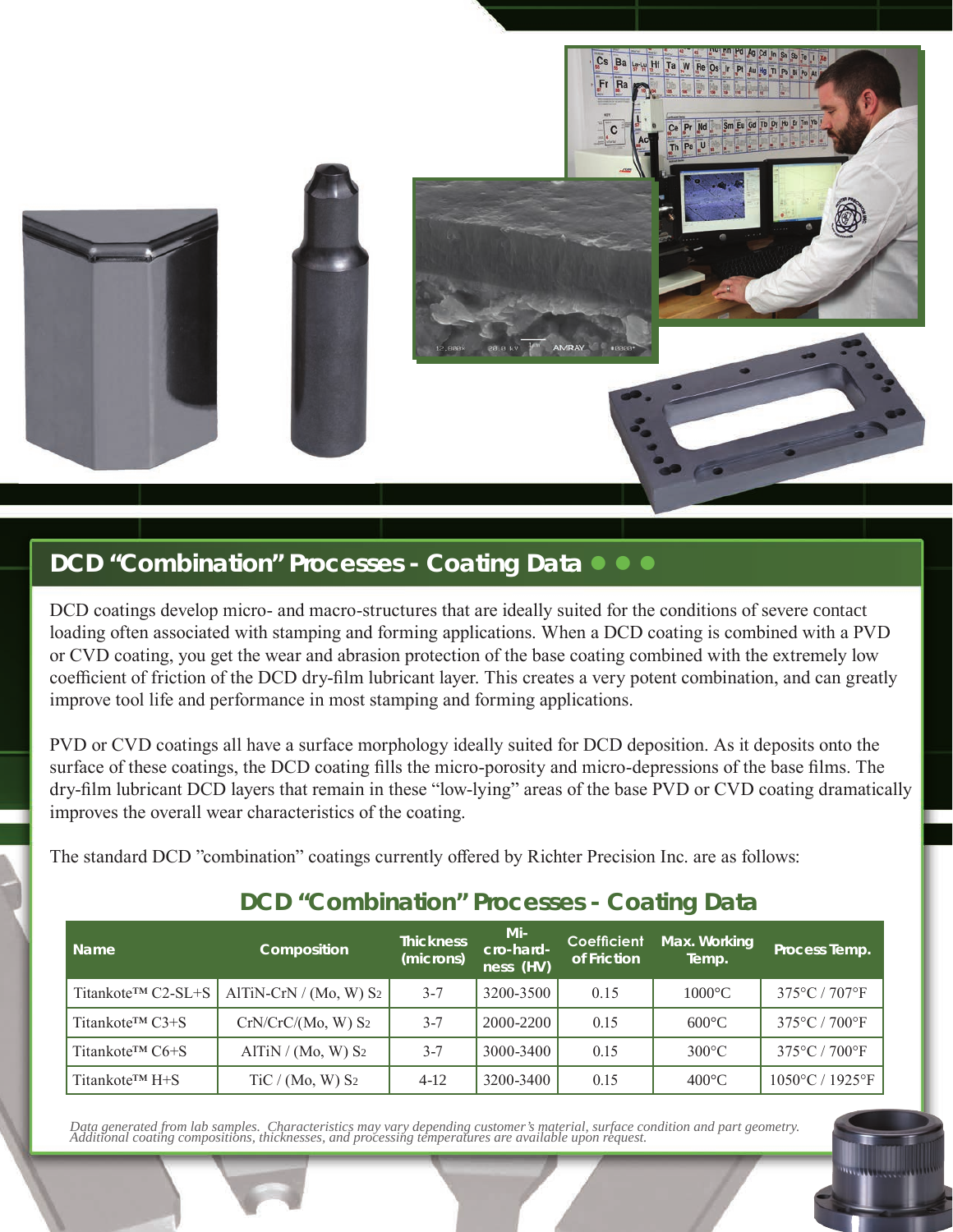## DCD "Combination" Processes - Coating Data

DCD coatings develop micro- and macro-structures that are ideally suited for the conditions of severe contact loading often associated with stamping and forming applications. When a DCD coating is combined with a PVD or CVD coating, you get the wear and abrasion protection of the base coating combined with the extremely low coefficient of friction of the DCD dry-film lubricant layer. This creates a very potent combination, and can greatly improve tool life and performance in most stamping and forming applications.

PVD or CVD coatings all have a surface morphology ideally suited for DCD deposition. As it deposits onto the surface of these coatings, the DCD coating fills the micro-porosity and micro-depressions of the base films. The dry-film lubricant DCD layers that remain in these "low-lying" areas of the base PVD or CVD coating dramatically improves the overall wear characteristics of the coating.

The standard DCD "combination" coatings currently offered by Richter Precision Inc. are as follows:

### DCD "Combination" Processes - Coating Data

| Name | Composition | Thickness (microns) | Micro-hardness (HV) | Coefficient of Friction | Max. Working Temp. | Process Temp. |
|---|---|---|---|---|---|---|
| Titankote™ C2-SL+S | AlTiN-CrN / (Mo, W) $S_2$ | 3-7 | 3200-3500 | 0.15 | 1000°C | 375°C / 707°F |
| Titankote™ C3+S | CrN/CrC/(Mo, W) $S_2$ | 3-7 | 2000-2200 | 0.15 | 600°C | 375°C / 700°F |
| Titankote™ C6+S | AlTiN / (Mo, W) $S_2$ | 3-7 | 3000-3400 | 0.15 | 300°C | 375°C / 700°F |
| Titankote™ H+S | TiC / (Mo, W) $S_2$ | 4-12 | 3200-3400 | 0.15 | 400°C | 1050°C / 1925°F |

*Data generated from lab samples. Characteristics may vary depending customer's material, surface condition and part geometry. Additional coating compositions, thicknesses, and processing temperatures are available upon request.*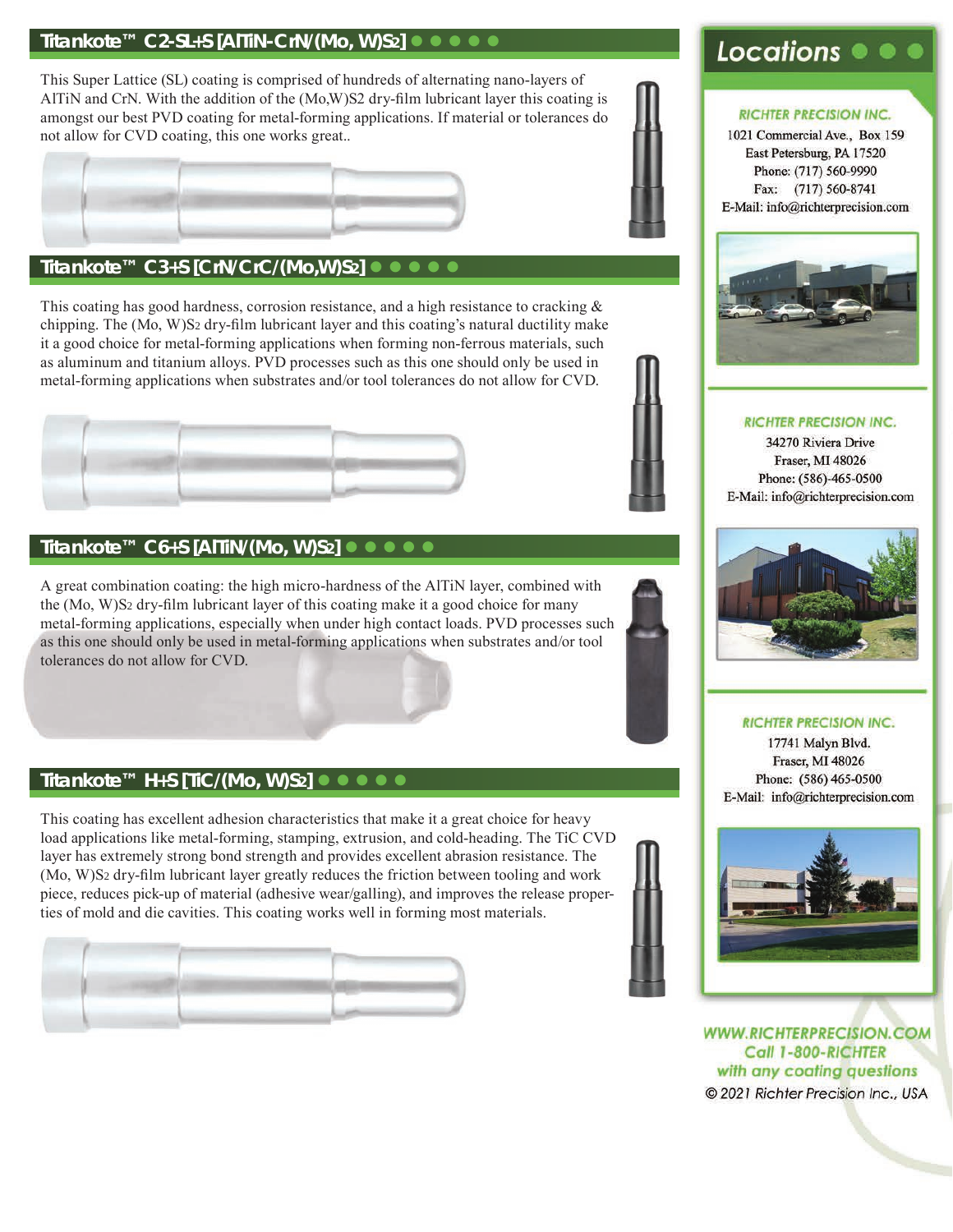## Titankote™ C2-SL+S [AlTiN-CrN/(Mo, W)$S_2$]

This Super Lattice (SL) coating is comprised of hundreds of alternating nano-layers of AlTiN and CrN. With the addition of the (Mo,W)S2 dry-film lubricant layer this coating is amongst our best PVD coating for metal-forming applications. If material or tolerances do not allow for CVD coating, this one works great..

## Titankote™ C3+S [CrN/CrC/(Mo,W)$S_2$]

This coating has good hardness, corrosion resistance, and a high resistance to cracking & chipping. The (Mo, W)$S_2$ dry-film lubricant layer and this coating's natural ductility make it a good choice for metal-forming applications when forming non-ferrous materials, such as aluminum and titanium alloys. PVD processes such as this one should only be used in metal-forming applications when substrates and/or tool tolerances do not allow for CVD.

## Titankote™ C6+S [AlTiN/(Mo, W)$S_2$]

A great combination coating: the high micro-hardness of the AlTiN layer, combined with the (Mo, W)$S_2$ dry-film lubricant layer of this coating make it a good choice for many metal-forming applications, especially when under high contact loads. PVD processes such as this one should only be used in metal-forming applications when substrates and/or tool tolerances do not allow for CVD.

## Titankote™ H+S [TiC/(Mo, W)$S_2$]

This coating has excellent adhesion characteristics that make it a great choice for heavy load applications like metal-forming, stamping, extrusion, and cold-heading. The TiC CVD layer has extremely strong bond strength and provides excellent abrasion resistance. The (Mo, W)$S_2$ dry-film lubricant layer greatly reduces the friction between tooling and work piece, reduces pick-up of material (adhesive wear/galling), and improves the release properties of mold and die cavities. This coating works well in forming most materials.

## Locations

**RICHTER PRECISION INC.**
1021 Commercial Ave., Box 159
East Petersburg, PA 17520
Phone: (717) 560-9990
Fax: (717) 560-8741
E-Mail: info@richterprecision.com

**RICHTER PRECISION INC.**
34270 Riviera Drive
Fraser, MI 48026
Phone: (586)-465-0500
E-Mail: info@richterprecision.com

**RICHTER PRECISION INC.**
17741 Malyn Blvd.
Fraser, MI 48026
Phone: (586) 465-0500
E-Mail: info@richterprecision.com

WWW.RICHTERPRECISION.COM
Call 1-800-RICHTER
with any coating questions

© 2021 Richter Precision Inc., USA